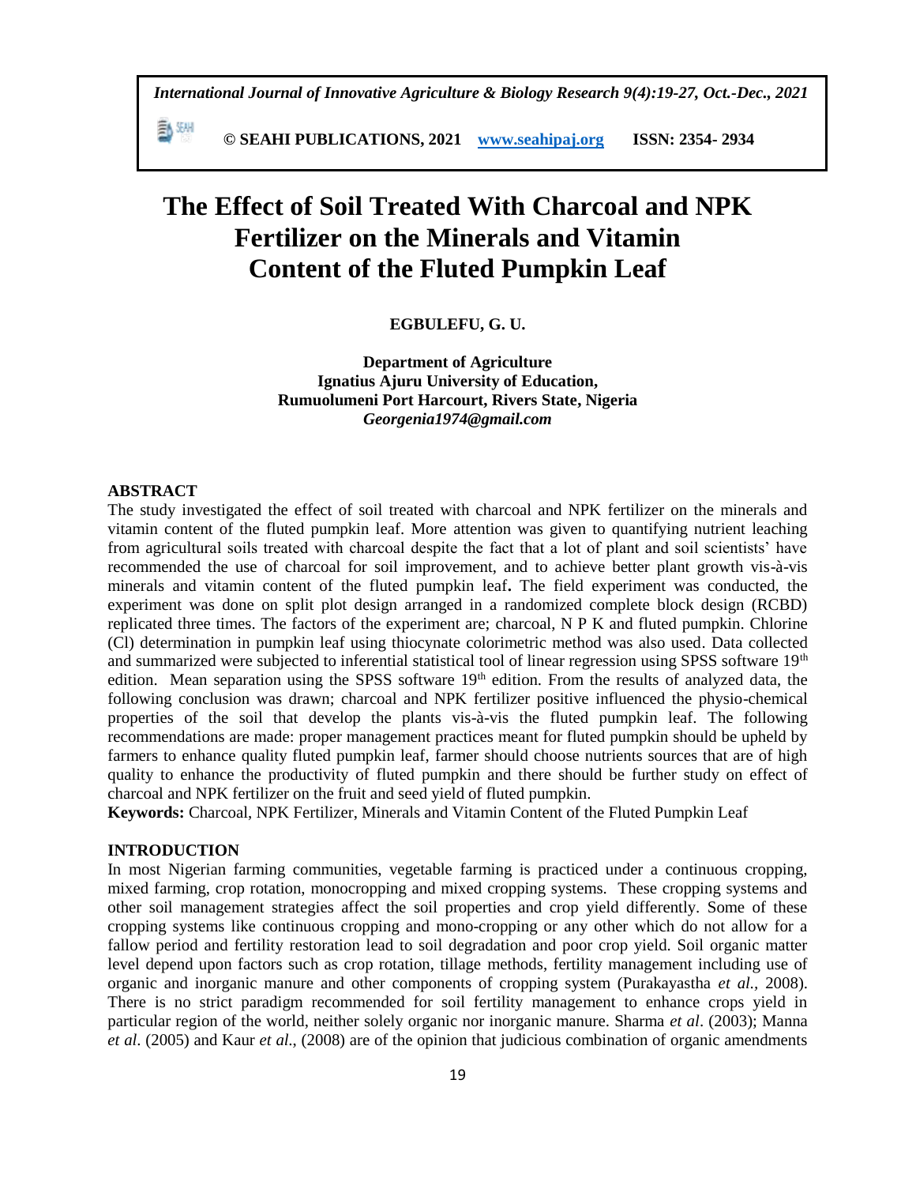# The Effect of Soil Treated With Charcoal and NPK Fertilizer on the Minerals and Vitamin Content of the Fluted Pumpkin Leaf

**EGBULEFU, G. U.**

**Department of Agriculture**
**Ignatius Ajuru University of Education,**
**Rumuolumeni Port Harcourt, Rivers State, Nigeria**
***Georgenia1974@gmail.com***

## ABSTRACT

The study investigated the effect of soil treated with charcoal and NPK fertilizer on the minerals and vitamin content of the fluted pumpkin leaf. More attention was given to quantifying nutrient leaching from agricultural soils treated with charcoal despite the fact that a lot of plant and soil scientists' have recommended the use of charcoal for soil improvement, and to achieve better plant growth vis-à-vis minerals and vitamin content of the fluted pumpkin leaf**.** The field experiment was conducted, the experiment was done on split plot design arranged in a randomized complete block design (RCBD) replicated three times. The factors of the experiment are; charcoal, N P K and fluted pumpkin. Chlorine (Cl) determination in pumpkin leaf using thiocynate colorimetric method was also used. Data collected and summarized were subjected to inferential statistical tool of linear regression using SPSS software 19th edition. Mean separation using the SPSS software 19th edition. From the results of analyzed data, the following conclusion was drawn; charcoal and NPK fertilizer positive influenced the physio-chemical properties of the soil that develop the plants vis-à-vis the fluted pumpkin leaf. The following recommendations are made: proper management practices meant for fluted pumpkin should be upheld by farmers to enhance quality fluted pumpkin leaf, farmer should choose nutrients sources that are of high quality to enhance the productivity of fluted pumpkin and there should be further study on effect of charcoal and NPK fertilizer on the fruit and seed yield of fluted pumpkin.

**Keywords:** Charcoal, NPK Fertilizer, Minerals and Vitamin Content of the Fluted Pumpkin Leaf

## INTRODUCTION

In most Nigerian farming communities, vegetable farming is practiced under a continuous cropping, mixed farming, crop rotation, monocropping and mixed cropping systems. These cropping systems and other soil management strategies affect the soil properties and crop yield differently. Some of these cropping systems like continuous cropping and mono-cropping or any other which do not allow for a fallow period and fertility restoration lead to soil degradation and poor crop yield. Soil organic matter level depend upon factors such as crop rotation, tillage methods, fertility management including use of organic and inorganic manure and other components of cropping system (Purakayastha *et al.,* 2008). There is no strict paradigm recommended for soil fertility management to enhance crops yield in particular region of the world, neither solely organic nor inorganic manure. Sharma *et al*. (2003); Manna *et al*. (2005) and Kaur *et al.,* (2008) are of the opinion that judicious combination of organic amendments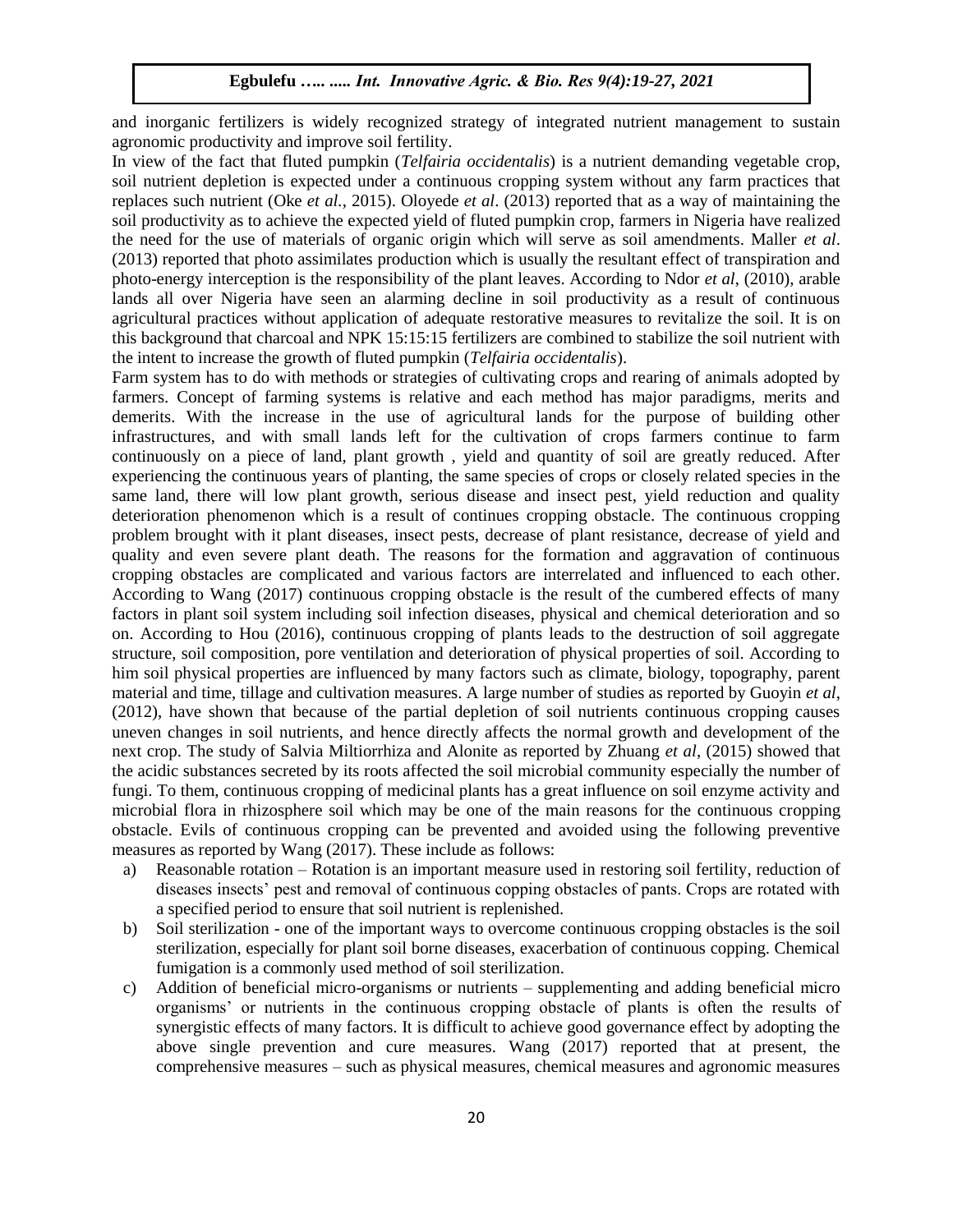and inorganic fertilizers is widely recognized strategy of integrated nutrient management to sustain agronomic productivity and improve soil fertility.

In view of the fact that fluted pumpkin (*Telfairia occidentalis*) is a nutrient demanding vegetable crop, soil nutrient depletion is expected under a continuous cropping system without any farm practices that replaces such nutrient (Oke *et al.,* 2015). Oloyede *et al*. (2013) reported that as a way of maintaining the soil productivity as to achieve the expected yield of fluted pumpkin crop, farmers in Nigeria have realized the need for the use of materials of organic origin which will serve as soil amendments. Maller *et al*. (2013) reported that photo assimilates production which is usually the resultant effect of transpiration and photo-energy interception is the responsibility of the plant leaves. According to Ndor *et al*, (2010), arable lands all over Nigeria have seen an alarming decline in soil productivity as a result of continuous agricultural practices without application of adequate restorative measures to revitalize the soil. It is on this background that charcoal and NPK 15:15:15 fertilizers are combined to stabilize the soil nutrient with the intent to increase the growth of fluted pumpkin (*Telfairia occidentalis*).

Farm system has to do with methods or strategies of cultivating crops and rearing of animals adopted by farmers. Concept of farming systems is relative and each method has major paradigms, merits and demerits. With the increase in the use of agricultural lands for the purpose of building other infrastructures, and with small lands left for the cultivation of crops farmers continue to farm continuously on a piece of land, plant growth , yield and quantity of soil are greatly reduced. After experiencing the continuous years of planting, the same species of crops or closely related species in the same land, there will low plant growth, serious disease and insect pest, yield reduction and quality deterioration phenomenon which is a result of continues cropping obstacle. The continuous cropping problem brought with it plant diseases, insect pests, decrease of plant resistance, decrease of yield and quality and even severe plant death. The reasons for the formation and aggravation of continuous cropping obstacles are complicated and various factors are interrelated and influenced to each other. According to Wang (2017) continuous cropping obstacle is the result of the cumbered effects of many factors in plant soil system including soil infection diseases, physical and chemical deterioration and so on. According to Hou (2016), continuous cropping of plants leads to the destruction of soil aggregate structure, soil composition, pore ventilation and deterioration of physical properties of soil. According to him soil physical properties are influenced by many factors such as climate, biology, topography, parent material and time, tillage and cultivation measures. A large number of studies as reported by Guoyin *et al*, (2012), have shown that because of the partial depletion of soil nutrients continuous cropping causes uneven changes in soil nutrients, and hence directly affects the normal growth and development of the next crop. The study of Salvia Miltiorrhiza and Alonite as reported by Zhuang *et al*, (2015) showed that the acidic substances secreted by its roots affected the soil microbial community especially the number of fungi. To them, continuous cropping of medicinal plants has a great influence on soil enzyme activity and microbial flora in rhizosphere soil which may be one of the main reasons for the continuous cropping obstacle. Evils of continuous cropping can be prevented and avoided using the following preventive measures as reported by Wang (2017). These include as follows:

a) Reasonable rotation – Rotation is an important measure used in restoring soil fertility, reduction of diseases insects' pest and removal of continuous copping obstacles of pants. Crops are rotated with a specified period to ensure that soil nutrient is replenished.
b) Soil sterilization - one of the important ways to overcome continuous cropping obstacles is the soil sterilization, especially for plant soil borne diseases, exacerbation of continuous copping. Chemical fumigation is a commonly used method of soil sterilization.
c) Addition of beneficial micro-organisms or nutrients – supplementing and adding beneficial micro organisms' or nutrients in the continuous cropping obstacle of plants is often the results of synergistic effects of many factors. It is difficult to achieve good governance effect by adopting the above single prevention and cure measures. Wang (2017) reported that at present, the comprehensive measures – such as physical measures, chemical measures and agronomic measures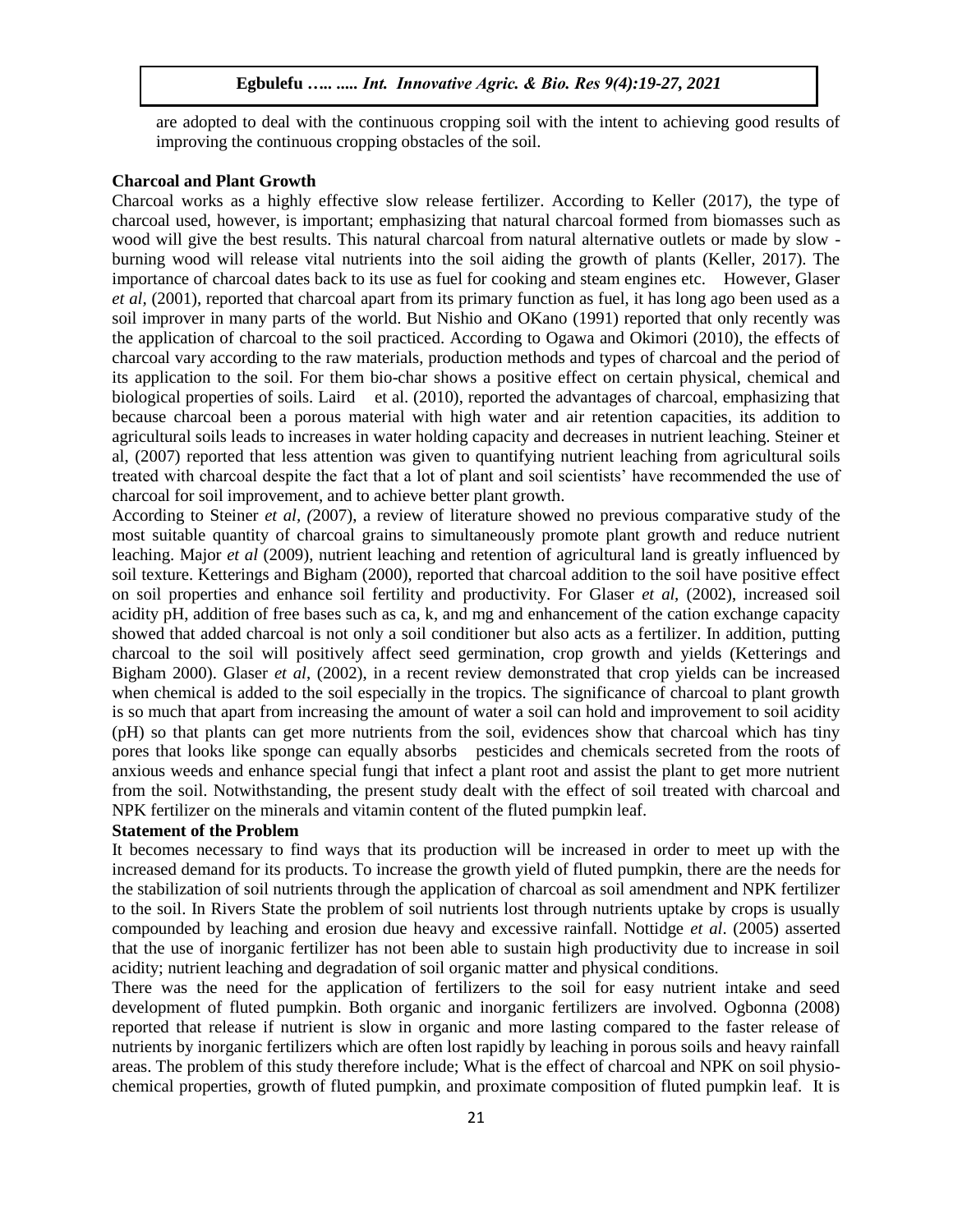are adopted to deal with the continuous cropping soil with the intent to achieving good results of improving the continuous cropping obstacles of the soil.

## Charcoal and Plant Growth

Charcoal works as a highly effective slow release fertilizer. According to Keller (2017), the type of charcoal used, however, is important; emphasizing that natural charcoal formed from biomasses such as wood will give the best results. This natural charcoal from natural alternative outlets or made by slow - burning wood will release vital nutrients into the soil aiding the growth of plants (Keller, 2017). The importance of charcoal dates back to its use as fuel for cooking and steam engines etc. However, Glaser *et al*, (2001), reported that charcoal apart from its primary function as fuel, it has long ago been used as a soil improver in many parts of the world. But Nishio and OKano (1991) reported that only recently was the application of charcoal to the soil practiced. According to Ogawa and Okimori (2010), the effects of charcoal vary according to the raw materials, production methods and types of charcoal and the period of its application to the soil. For them bio-char shows a positive effect on certain physical, chemical and biological properties of soils. Laird et al. (2010), reported the advantages of charcoal, emphasizing that because charcoal been a porous material with high water and air retention capacities, its addition to agricultural soils leads to increases in water holding capacity and decreases in nutrient leaching. Steiner et al, (2007) reported that less attention was given to quantifying nutrient leaching from agricultural soils treated with charcoal despite the fact that a lot of plant and soil scientists' have recommended the use of charcoal for soil improvement, and to achieve better plant growth.

According to Steiner *et al, (*2007), a review of literature showed no previous comparative study of the most suitable quantity of charcoal grains to simultaneously promote plant growth and reduce nutrient leaching. Major *et al* (2009), nutrient leaching and retention of agricultural land is greatly influenced by soil texture. Ketterings and Bigham (2000), reported that charcoal addition to the soil have positive effect on soil properties and enhance soil fertility and productivity. For Glaser *et al*, (2002), increased soil acidity pH, addition of free bases such as ca, k, and mg and enhancement of the cation exchange capacity showed that added charcoal is not only a soil conditioner but also acts as a fertilizer. In addition, putting charcoal to the soil will positively affect seed germination, crop growth and yields (Ketterings and Bigham 2000). Glaser *et al*, (2002), in a recent review demonstrated that crop yields can be increased when chemical is added to the soil especially in the tropics. The significance of charcoal to plant growth is so much that apart from increasing the amount of water a soil can hold and improvement to soil acidity (pH) so that plants can get more nutrients from the soil, evidences show that charcoal which has tiny pores that looks like sponge can equally absorbs pesticides and chemicals secreted from the roots of anxious weeds and enhance special fungi that infect a plant root and assist the plant to get more nutrient from the soil. Notwithstanding, the present study dealt with the effect of soil treated with charcoal and NPK fertilizer on the minerals and vitamin content of the fluted pumpkin leaf.

## Statement of the Problem

It becomes necessary to find ways that its production will be increased in order to meet up with the increased demand for its products. To increase the growth yield of fluted pumpkin, there are the needs for the stabilization of soil nutrients through the application of charcoal as soil amendment and NPK fertilizer to the soil. In Rivers State the problem of soil nutrients lost through nutrients uptake by crops is usually compounded by leaching and erosion due heavy and excessive rainfall. Nottidge *et al*. (2005) asserted that the use of inorganic fertilizer has not been able to sustain high productivity due to increase in soil acidity; nutrient leaching and degradation of soil organic matter and physical conditions.

There was the need for the application of fertilizers to the soil for easy nutrient intake and seed development of fluted pumpkin. Both organic and inorganic fertilizers are involved. Ogbonna (2008) reported that release if nutrient is slow in organic and more lasting compared to the faster release of nutrients by inorganic fertilizers which are often lost rapidly by leaching in porous soils and heavy rainfall areas. The problem of this study therefore include; What is the effect of charcoal and NPK on soil physio-chemical properties, growth of fluted pumpkin, and proximate composition of fluted pumpkin leaf. It is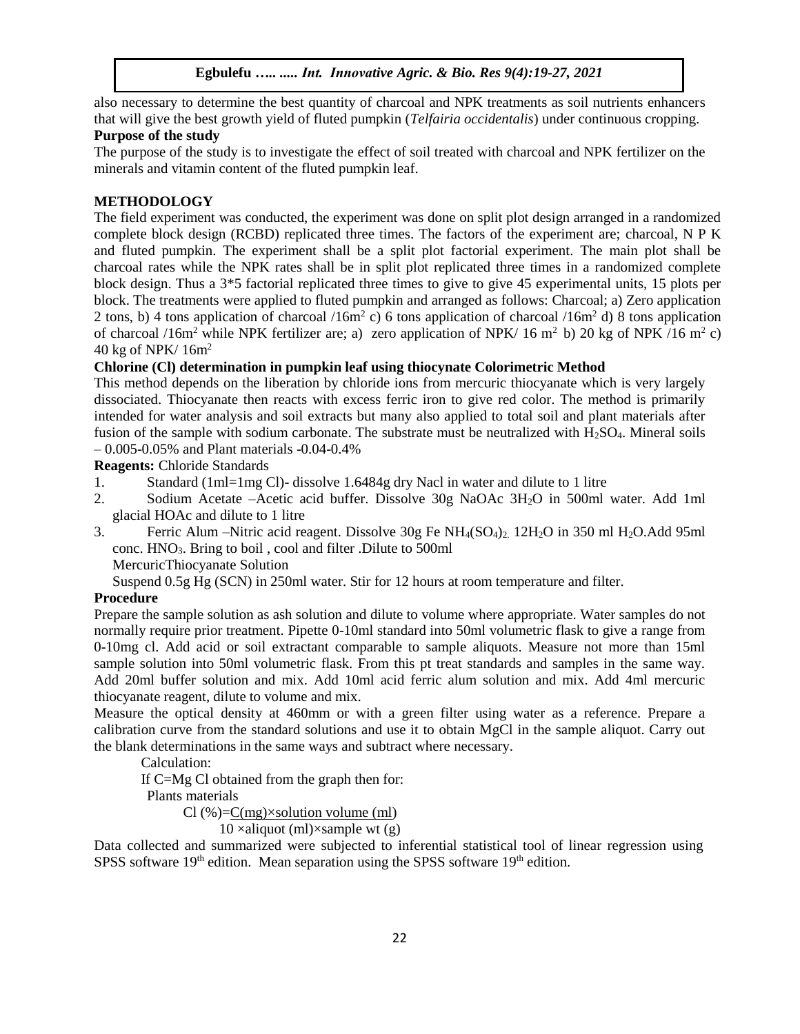also necessary to determine the best quantity of charcoal and NPK treatments as soil nutrients enhancers that will give the best growth yield of fluted pumpkin (*Telfairia occidentalis*) under continuous cropping.

**Purpose of the study**

The purpose of the study is to investigate the effect of soil treated with charcoal and NPK fertilizer on the minerals and vitamin content of the fluted pumpkin leaf.

## METHODOLOGY

The field experiment was conducted, the experiment was done on split plot design arranged in a randomized complete block design (RCBD) replicated three times. The factors of the experiment are; charcoal, N P K and fluted pumpkin. The experiment shall be a split plot factorial experiment. The main plot shall be charcoal rates while the NPK rates shall be in split plot replicated three times in a randomized complete block design. Thus a 3*5 factorial replicated three times to give to give 45 experimental units, 15 plots per block. The treatments were applied to fluted pumpkin and arranged as follows: Charcoal; a) Zero application 2 tons, b) 4 tons application of charcoal /16m$^2$ c) 6 tons application of charcoal /16m$^2$ d) 8 tons application of charcoal /16m$^2$ while NPK fertilizer are; a) zero application of NPK/ 16 m$^2$ b) 20 kg of NPK /16 m$^2$ c) 40 kg of NPK/ 16m$^2$

**Chlorine (Cl) determination in pumpkin leaf using thiocynate Colorimetric Method**

This method depends on the liberation by chloride ions from mercuric thiocyanate which is very largely dissociated. Thiocyanate then reacts with excess ferric iron to give red color. The method is primarily intended for water analysis and soil extracts but many also applied to total soil and plant materials after fusion of the sample with sodium carbonate. The substrate must be neutralized with $H_2SO_4$. Mineral soils – 0.005-0.05% and Plant materials -0.04-0.4%

**Reagents:** Chloride Standards

1. Standard (1ml=1mg Cl)- dissolve 1.6484g dry Nacl in water and dilute to 1 litre
2. Sodium Acetate –Acetic acid buffer. Dissolve 30g NaOAc $3H_2O$ in 500ml water. Add 1ml glacial HOAc and dilute to 1 litre
3. Ferric Alum –Nitric acid reagent. Dissolve 30g Fe $NH_4(SO_4)_2$. $12H_2O$ in 350 ml $H_2O$.Add 95ml conc. $HNO_3$. Bring to boil , cool and filter .Dilute to 500ml

MercuricThiocyanate Solution

Suspend 0.5g Hg (SCN) in 250ml water. Stir for 12 hours at room temperature and filter.

**Procedure**

Prepare the sample solution as ash solution and dilute to volume where appropriate. Water samples do not normally require prior treatment. Pipette 0-10ml standard into 50ml volumetric flask to give a range from 0-10mg cl. Add acid or soil extractant comparable to sample aliquots. Measure not more than 15ml sample solution into 50ml volumetric flask. From this pt treat standards and samples in the same way. Add 20ml buffer solution and mix. Add 10ml acid ferric alum solution and mix. Add 4ml mercuric thiocyanate reagent, dilute to volume and mix.

Measure the optical density at 460mm or with a green filter using water as a reference. Prepare a calibration curve from the standard solutions and use it to obtain MgCl in the sample aliquot. Carry out the blank determinations in the same ways and subtract where necessary.

Calculation:

If C=Mg Cl obtained from the graph then for:

Plants materials

$$\text{Cl}(\%) = \frac{C(\text{mg}) \times \text{solution volume (ml)}}{10 \times \text{aliquot (ml)} \times \text{sample wt (g)}}$$

Data collected and summarized were subjected to inferential statistical tool of linear regression using SPSS software 19$^{th}$ edition. Mean separation using the SPSS software 19$^{th}$ edition.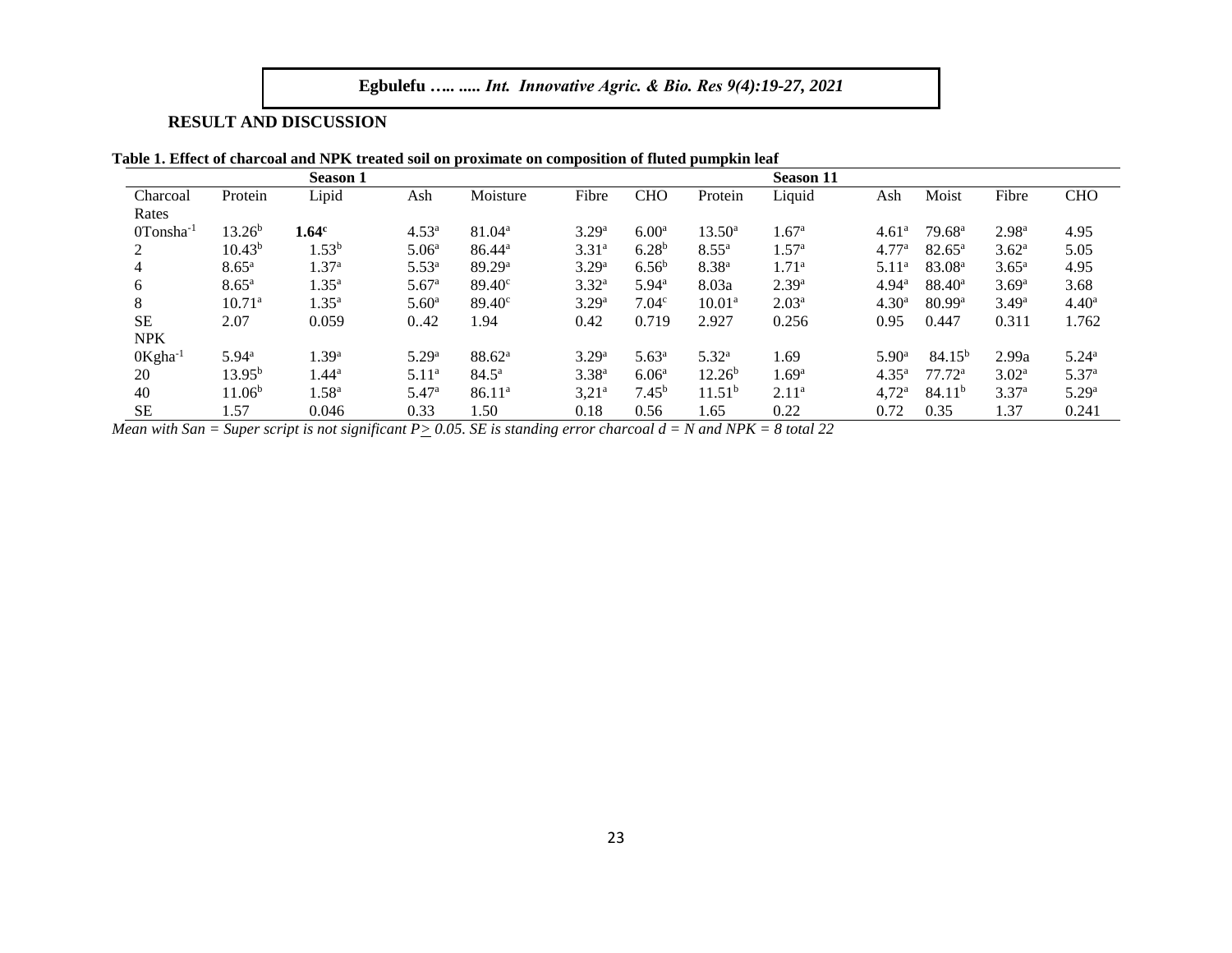## RESULT AND DISCUSSION

**Table 1. Effect of charcoal and NPK treated soil on proximate on composition of fluted pumpkin leaf**

| | Season 1 | | | | | | Season 11 | | | | | |
|---|---|---|---|---|---|---|---|---|---|---|---|---|
| Charcoal Rates | Protein | Lipid | Ash | Moisture | Fibre | CHO | Protein | Liquid | Ash | Moist | Fibre | CHO |
| 0Tonsha$^{-1}$ | 13.26$^{b}$ | **1.64$^{c}$** | 4.53$^{a}$ | 81.04$^{a}$ | 3.29$^{a}$ | 6.00$^{a}$ | 13.50$^{a}$ | 1.67$^{a}$ | 4.61$^{a}$ | 79.68$^{a}$ | 2.98$^{a}$ | 4.95 |
| 2 | 10.43$^{b}$ | 1.53$^{b}$ | 5.06$^{a}$ | 86.44$^{a}$ | 3.31$^{a}$ | 6.28$^{b}$ | 8.55$^{a}$ | 1.57$^{a}$ | 4.77$^{a}$ | 82.65$^{a}$ | 3.62$^{a}$ | 5.05 |
| 4 | 8.65$^{a}$ | 1.37$^{a}$ | 5.53$^{a}$ | 89.29$^{a}$ | 3.29$^{a}$ | 6.56$^{b}$ | 8.38$^{a}$ | 1.71$^{a}$ | 5.11$^{a}$ | 83.08$^{a}$ | 3.65$^{a}$ | 4.95 |
| 6 | 8.65$^{a}$ | 1.35$^{a}$ | 5.67$^{a}$ | 89.40$^{c}$ | 3.32$^{a}$ | 5.94$^{a}$ | 8.03a | 2.39$^{a}$ | 4.94$^{a}$ | 88.40$^{a}$ | 3.69$^{a}$ | 3.68 |
| 8 | 10.71$^{a}$ | 1.35$^{a}$ | 5.60$^{a}$ | 89.40$^{c}$ | 3.29$^{a}$ | 7.04$^{c}$ | 10.01$^{a}$ | 2.03$^{a}$ | 4.30$^{a}$ | 80.99$^{a}$ | 3.49$^{a}$ | 4.40$^{a}$ |
| SE | 2.07 | 0.059 | 0..42 | 1.94 | 0.42 | 0.719 | 2.927 | 0.256 | 0.95 | 0.447 | 0.311 | 1.762 |
| NPK | | | | | | | | | | | | |
| 0Kgha$^{-1}$ | 5.94$^{a}$ | 1.39$^{a}$ | 5.29$^{a}$ | 88.62$^{a}$ | 3.29$^{a}$ | 5.63$^{a}$ | 5.32$^{a}$ | 1.69 | 5.90$^{a}$ | 84.15$^{b}$ | 2.99a | 5.24$^{a}$ |
| 20 | 13.95$^{b}$ | 1.44$^{a}$ | 5.11$^{a}$ | 84.5$^{a}$ | 3.38$^{a}$ | 6.06$^{a}$ | 12.26$^{b}$ | 1.69$^{a}$ | 4.35$^{a}$ | 77.72$^{a}$ | 3.02$^{a}$ | 5.37$^{a}$ |
| 40 | 11.06$^{b}$ | 1.58$^{a}$ | 5.47$^{a}$ | 86.11$^{a}$ | 3,21$^{a}$ | 7.45$^{b}$ | 11.51$^{b}$ | 2.11$^{a}$ | 4,72$^{a}$ | 84.11$^{b}$ | 3.37$^{a}$ | 5.29$^{a}$ |
| SE | 1.57 | 0.046 | 0.33 | 1.50 | 0.18 | 0.56 | 1.65 | 0.22 | 0.72 | 0.35 | 1.37 | 0.241 |

*Mean with San = Super script is not significant $P \geq 0.05$. SE is standing error charcoal d = N and NPK = 8 total 22*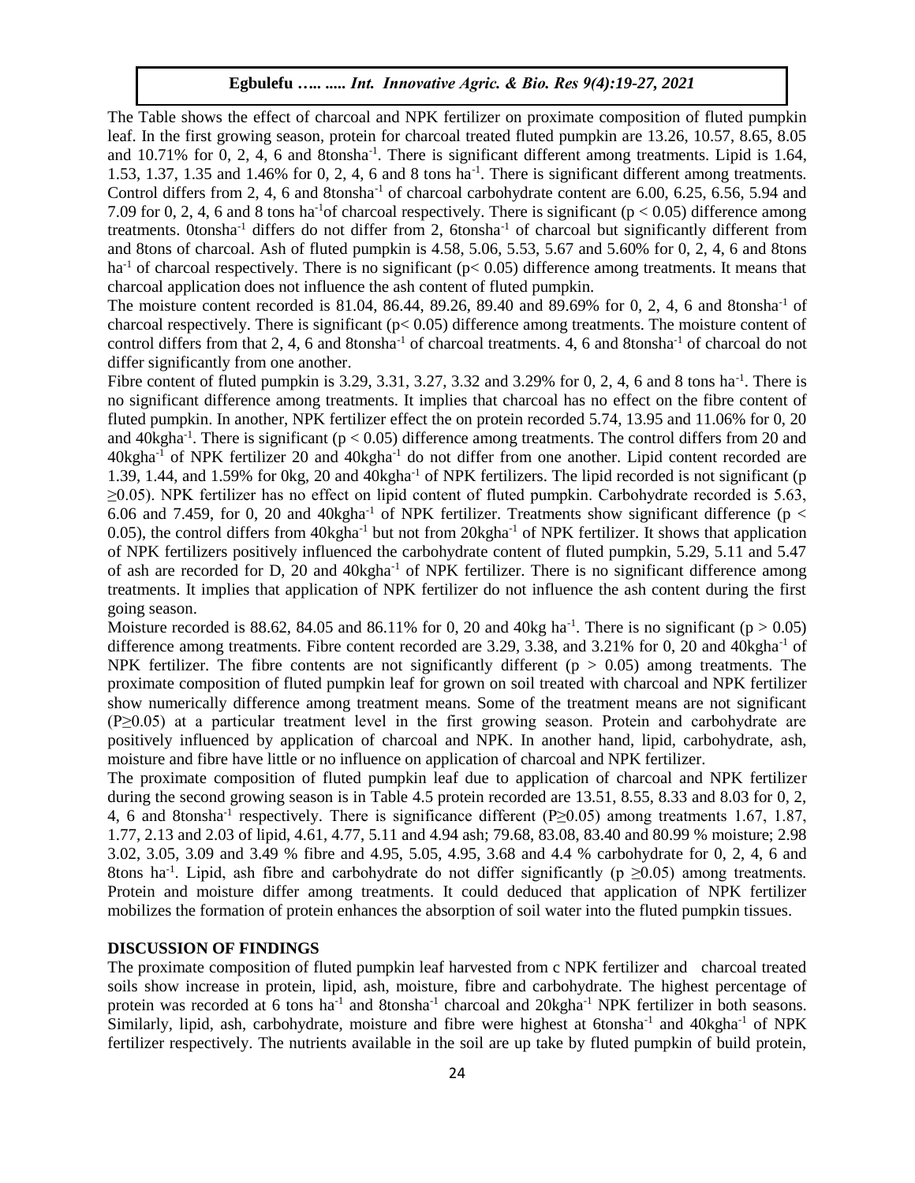The Table shows the effect of charcoal and NPK fertilizer on proximate composition of fluted pumpkin leaf. In the first growing season, protein for charcoal treated fluted pumpkin are 13.26, 10.57, 8.65, 8.05 and 10.71% for 0, 2, 4, 6 and 8tonsha$^{-1}$. There is significant different among treatments. Lipid is 1.64, 1.53, 1.37, 1.35 and 1.46% for 0, 2, 4, 6 and 8 tons ha$^{-1}$. There is significant different among treatments. Control differs from 2, 4, 6 and 8tonsha$^{-1}$ of charcoal carbohydrate content are 6.00, 6.25, 6.56, 5.94 and 7.09 for 0, 2, 4, 6 and 8 tons ha$^{-1}$of charcoal respectively. There is significant ($p < 0.05$) difference among treatments. 0tonsha$^{-1}$ differs do not differ from 2, 6tonsha$^{-1}$ of charcoal but significantly different from and 8tons of charcoal. Ash of fluted pumpkin is 4.58, 5.06, 5.53, 5.67 and 5.60% for 0, 2, 4, 6 and 8tons ha$^{-1}$ of charcoal respectively. There is no significant ($p< 0.05$) difference among treatments. It means that charcoal application does not influence the ash content of fluted pumpkin.

The moisture content recorded is 81.04, 86.44, 89.26, 89.40 and 89.69% for 0, 2, 4, 6 and 8tonsha$^{-1}$ of charcoal respectively. There is significant ($p< 0.05$) difference among treatments. The moisture content of control differs from that 2, 4, 6 and 8tonsha$^{-1}$ of charcoal treatments. 4, 6 and 8tonsha$^{-1}$ of charcoal do not differ significantly from one another.

Fibre content of fluted pumpkin is 3.29, 3.31, 3.27, 3.32 and 3.29% for 0, 2, 4, 6 and 8 tons ha$^{-1}$. There is no significant difference among treatments. It implies that charcoal has no effect on the fibre content of fluted pumpkin. In another, NPK fertilizer effect the on protein recorded 5.74, 13.95 and 11.06% for 0, 20 and 40kgha$^{-1}$. There is significant ($p < 0.05$) difference among treatments. The control differs from 20 and 40kgha$^{-1}$ of NPK fertilizer 20 and 40kgha$^{-1}$ do not differ from one another. Lipid content recorded are 1.39, 1.44, and 1.59% for 0kg, 20 and 40kgha$^{-1}$ of NPK fertilizers. The lipid recorded is not significant ($p \geq 0.05$). NPK fertilizer has no effect on lipid content of fluted pumpkin. Carbohydrate recorded is 5.63, 6.06 and 7.459, for 0, 20 and 40kgha$^{-1}$ of NPK fertilizer. Treatments show significant difference ($p < 0.05$), the control differs from 40kgha$^{-1}$ but not from 20kgha$^{-1}$ of NPK fertilizer. It shows that application of NPK fertilizers positively influenced the carbohydrate content of fluted pumpkin, 5.29, 5.11 and 5.47 of ash are recorded for D, 20 and 40kgha$^{-1}$ of NPK fertilizer. There is no significant difference among treatments. It implies that application of NPK fertilizer do not influence the ash content during the first going season.

Moisture recorded is 88.62, 84.05 and 86.11% for 0, 20 and 40kg ha$^{-1}$. There is no significant ($p > 0.05$) difference among treatments. Fibre content recorded are 3.29, 3.38, and 3.21% for 0, 20 and 40kgha$^{-1}$ of NPK fertilizer. The fibre contents are not significantly different ($p > 0.05$) among treatments. The proximate composition of fluted pumpkin leaf for grown on soil treated with charcoal and NPK fertilizer show numerically difference among treatment means. Some of the treatment means are not significant ($P \geq 0.05$) at a particular treatment level in the first growing season. Protein and carbohydrate are positively influenced by application of charcoal and NPK. In another hand, lipid, carbohydrate, ash, moisture and fibre have little or no influence on application of charcoal and NPK fertilizer.

The proximate composition of fluted pumpkin leaf due to application of charcoal and NPK fertilizer during the second growing season is in Table 4.5 protein recorded are 13.51, 8.55, 8.33 and 8.03 for 0, 2, 4, 6 and 8tonsha$^{-1}$ respectively. There is significance different ($P \geq 0.05$) among treatments 1.67, 1.87, 1.77, 2.13 and 2.03 of lipid, 4.61, 4.77, 5.11 and 4.94 ash; 79.68, 83.08, 83.40 and 80.99 % moisture; 2.98 3.02, 3.05, 3.09 and 3.49 % fibre and 4.95, 5.05, 4.95, 3.68 and 4.4 % carbohydrate for 0, 2, 4, 6 and 8tons ha$^{-1}$. Lipid, ash fibre and carbohydrate do not differ significantly ($p \geq 0.05$) among treatments. Protein and moisture differ among treatments. It could deduced that application of NPK fertilizer mobilizes the formation of protein enhances the absorption of soil water into the fluted pumpkin tissues.

## DISCUSSION OF FINDINGS

The proximate composition of fluted pumpkin leaf harvested from c NPK fertilizer and charcoal treated soils show increase in protein, lipid, ash, moisture, fibre and carbohydrate. The highest percentage of protein was recorded at 6 tons ha$^{-1}$ and 8tonsha$^{-1}$ charcoal and 20kgha$^{-1}$ NPK fertilizer in both seasons. Similarly, lipid, ash, carbohydrate, moisture and fibre were highest at 6tonsha$^{-1}$ and 40kgha$^{-1}$ of NPK fertilizer respectively. The nutrients available in the soil are up take by fluted pumpkin of build protein,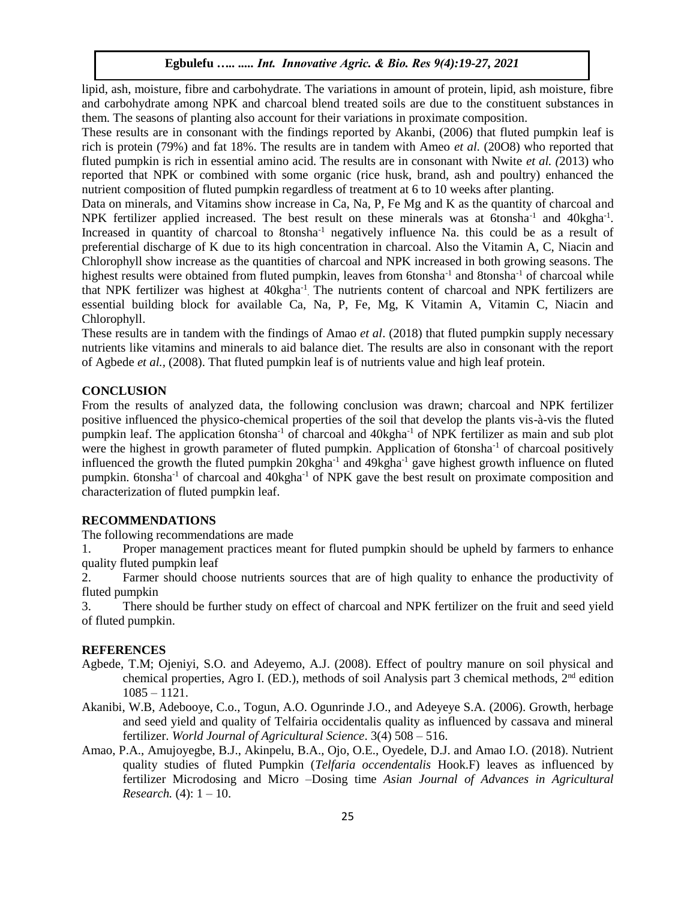lipid, ash, moisture, fibre and carbohydrate. The variations in amount of protein, lipid, ash moisture, fibre and carbohydrate among NPK and charcoal blend treated soils are due to the constituent substances in them. The seasons of planting also account for their variations in proximate composition.

These results are in consonant with the findings reported by Akanbi, (2006) that fluted pumpkin leaf is rich is protein (79%) and fat 18%. The results are in tandem with Ameo *et al.* (20O8) who reported that fluted pumpkin is rich in essential amino acid. The results are in consonant with Nwite *et al. (*2013) who reported that NPK or combined with some organic (rice husk, brand, ash and poultry) enhanced the nutrient composition of fluted pumpkin regardless of treatment at 6 to 10 weeks after planting.

Data on minerals, and Vitamins show increase in Ca, Na, P, Fe Mg and K as the quantity of charcoal and NPK fertilizer applied increased. The best result on these minerals was at 6tonsha$^{-1}$ and 40kgha$^{-1}$. Increased in quantity of charcoal to 8tonsha$^{-1}$ negatively influence Na. this could be as a result of preferential discharge of K due to its high concentration in charcoal. Also the Vitamin A, C, Niacin and Chlorophyll show increase as the quantities of charcoal and NPK increased in both growing seasons. The highest results were obtained from fluted pumpkin, leaves from 6tonsha$^{-1}$ and 8tonsha$^{-1}$ of charcoal while that NPK fertilizer was highest at 40kgha$^{-1}$. The nutrients content of charcoal and NPK fertilizers are essential building block for available Ca, Na, P, Fe, Mg, K Vitamin A, Vitamin C, Niacin and Chlorophyll.

These results are in tandem with the findings of Amao *et al*. (2018) that fluted pumpkin supply necessary nutrients like vitamins and minerals to aid balance diet. The results are also in consonant with the report of Agbede *et al.,* (2008). That fluted pumpkin leaf is of nutrients value and high leaf protein.

## CONCLUSION

From the results of analyzed data, the following conclusion was drawn; charcoal and NPK fertilizer positive influenced the physico-chemical properties of the soil that develop the plants vis-à-vis the fluted pumpkin leaf. The application 6tonsha$^{-1}$ of charcoal and 40kgha$^{-1}$ of NPK fertilizer as main and sub plot were the highest in growth parameter of fluted pumpkin. Application of 6tonsha$^{-1}$ of charcoal positively influenced the growth the fluted pumpkin 20kgha$^{-1}$ and 49kgha$^{-1}$ gave highest growth influence on fluted pumpkin. 6tonsha$^{-1}$ of charcoal and 40kgha$^{-1}$ of NPK gave the best result on proximate composition and characterization of fluted pumpkin leaf.

## RECOMMENDATIONS

The following recommendations are made

1. Proper management practices meant for fluted pumpkin should be upheld by farmers to enhance quality fluted pumpkin leaf
2. Farmer should choose nutrients sources that are of high quality to enhance the productivity of fluted pumpkin
3. There should be further study on effect of charcoal and NPK fertilizer on the fruit and seed yield of fluted pumpkin.

## REFERENCES

Agbede, T.M; Ojeniyi, S.O. and Adeyemo, A.J. (2008). Effect of poultry manure on soil physical and chemical properties, Agro I. (ED.), methods of soil Analysis part 3 chemical methods, 2nd edition 1085 – 1121.

Akanibi, W.B, Adebooye, C.o., Togun, A.O. Ogunrinde J.O., and Adeyeye S.A. (2006). Growth, herbage and seed yield and quality of Telfairia occidentalis quality as influenced by cassava and mineral fertilizer. *World Journal of Agricultural Science*. 3(4) 508 – 516.

Amao, P.A., Amujoyegbe, B.J., Akinpelu, B.A., Ojo, O.E., Oyedele, D.J. and Amao I.O. (2018). Nutrient quality studies of fluted Pumpkin (*Telfaria occendentalis* Hook.F) leaves as influenced by fertilizer Microdosing and Micro –Dosing time *Asian Journal of Advances in Agricultural Research.* (4): 1 – 10.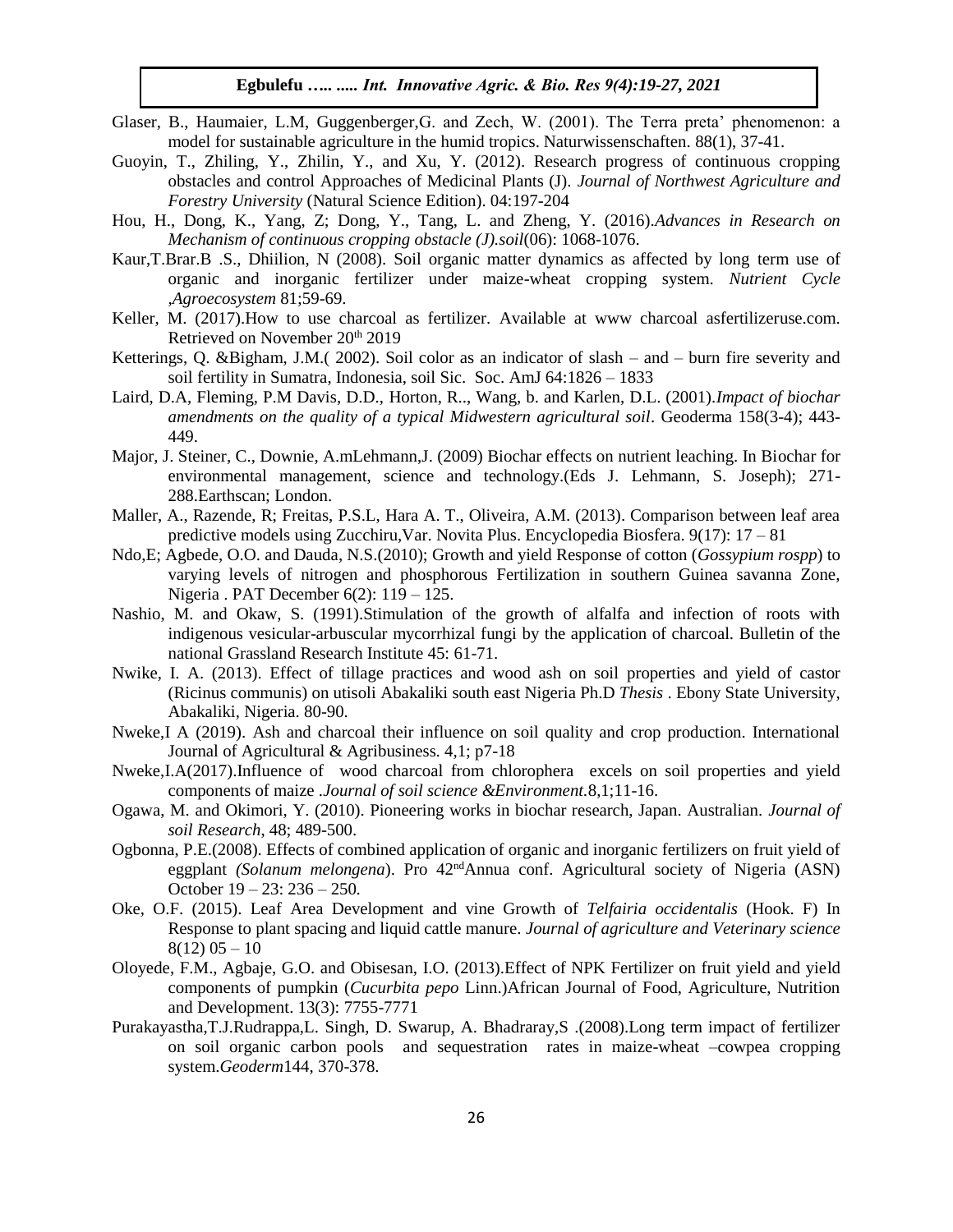Glaser, B., Haumaier, L.M, Guggenberger,G. and Zech, W. (2001). The Terra preta' phenomenon: a model for sustainable agriculture in the humid tropics. Naturwissenschaften. 88(1), 37-41.

Guoyin, T., Zhiling, Y., Zhilin, Y., and Xu, Y. (2012). Research progress of continuous cropping obstacles and control Approaches of Medicinal Plants (J). *Journal of Northwest Agriculture and Forestry University* (Natural Science Edition). 04:197-204

Hou, H., Dong, K., Yang, Z; Dong, Y., Tang, L. and Zheng, Y. (2016).*Advances in Research on Mechanism of continuous cropping obstacle (J).soil*(06): 1068-1076.

Kaur,T.Brar.B .S., Dhiilion, N (2008). Soil organic matter dynamics as affected by long term use of organic and inorganic fertilizer under maize-wheat cropping system. *Nutrient Cycle ,Agroecosystem* 81;59-69.

Keller, M. (2017).How to use charcoal as fertilizer. Available at www charcoal asfertilizeruse.com. Retrieved on November 20th 2019

Ketterings, Q. &Bigham, J.M.( 2002). Soil color as an indicator of slash – and – burn fire severity and soil fertility in Sumatra, Indonesia, soil Sic. Soc. AmJ 64:1826 – 1833

Laird, D.A, Fleming, P.M Davis, D.D., Horton, R.., Wang, b. and Karlen, D.L. (2001).*Impact of biochar amendments on the quality of a typical Midwestern agricultural soil*. Geoderma 158(3-4); 443-449.

Major, J. Steiner, C., Downie, A.mLehmann,J. (2009) Biochar effects on nutrient leaching. In Biochar for environmental management, science and technology.(Eds J. Lehmann, S. Joseph); 271-288.Earthscan; London.

Maller, A., Razende, R; Freitas, P.S.L, Hara A. T., Oliveira, A.M. (2013). Comparison between leaf area predictive models using Zucchiru,Var. Novita Plus. Encyclopedia Biosfera. 9(17): 17 – 81

Ndo,E; Agbede, O.O. and Dauda, N.S.(2010); Growth and yield Response of cotton (*Gossypium rospp*) to varying levels of nitrogen and phosphorous Fertilization in southern Guinea savanna Zone, Nigeria . PAT December 6(2): 119 – 125.

Nashio, M. and Okaw, S. (1991).Stimulation of the growth of alfalfa and infection of roots with indigenous vesicular-arbuscular mycorrhizal fungi by the application of charcoal. Bulletin of the national Grassland Research Institute 45: 61-71.

Nwike, I. A. (2013). Effect of tillage practices and wood ash on soil properties and yield of castor (Ricinus communis) on utisoli Abakaliki south east Nigeria Ph.D *Thesis* . Ebony State University, Abakaliki, Nigeria. 80-90.

Nweke,I A (2019). Ash and charcoal their influence on soil quality and crop production. International Journal of Agricultural & Agribusiness. 4,1; p7-18

Nweke,I.A(2017).Influence of wood charcoal from chlorophera excels on soil properties and yield components of maize .*Journal of soil science &Environment.*8,1;11-16.

Ogawa, M. and Okimori, Y. (2010). Pioneering works in biochar research, Japan. Australian. *Journal of soil Research*, 48; 489-500.

Ogbonna, P.E.(2008). Effects of combined application of organic and inorganic fertilizers on fruit yield of eggplant *(Solanum melongena*). Pro 42ndAnnua conf. Agricultural society of Nigeria (ASN) October 19 – 23: 236 – 250.

Oke, O.F. (2015). Leaf Area Development and vine Growth of *Telfairia occidentalis* (Hook. F) In Response to plant spacing and liquid cattle manure. *Journal of agriculture and Veterinary science* 8(12) 05 – 10

Oloyede, F.M., Agbaje, G.O. and Obisesan, I.O. (2013).Effect of NPK Fertilizer on fruit yield and yield components of pumpkin (*Cucurbita pepo* Linn.)African Journal of Food, Agriculture, Nutrition and Development. 13(3): 7755-7771

Purakayastha,T.J.Rudrappa,L. Singh, D. Swarup, A. Bhadraray,S .(2008).Long term impact of fertilizer on soil organic carbon pools and sequestration rates in maize-wheat –cowpea cropping system.*Geoderm*144, 370-378.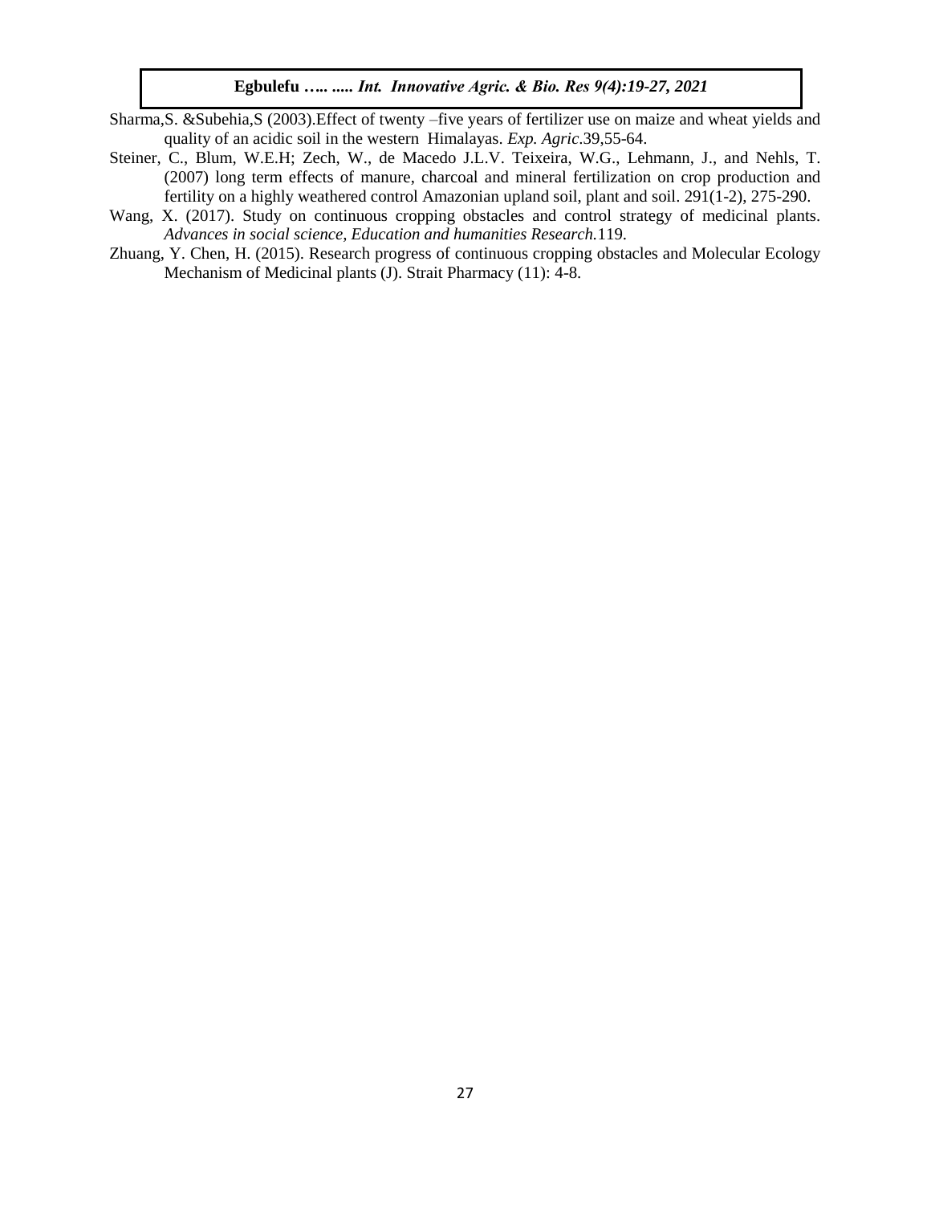Sharma,S. &Subehia,S (2003).Effect of twenty –five years of fertilizer use on maize and wheat yields and quality of an acidic soil in the western Himalayas. *Exp. Agric*.39,55-64.

Steiner, C., Blum, W.E.H; Zech, W., de Macedo J.L.V. Teixeira, W.G., Lehmann, J., and Nehls, T. (2007) long term effects of manure, charcoal and mineral fertilization on crop production and fertility on a highly weathered control Amazonian upland soil, plant and soil. 291(1-2), 275-290.

Wang, X. (2017). Study on continuous cropping obstacles and control strategy of medicinal plants. *Advances in social science, Education and humanities Research.*119.

Zhuang, Y. Chen, H. (2015). Research progress of continuous cropping obstacles and Molecular Ecology Mechanism of Medicinal plants (J). Strait Pharmacy (11): 4-8.